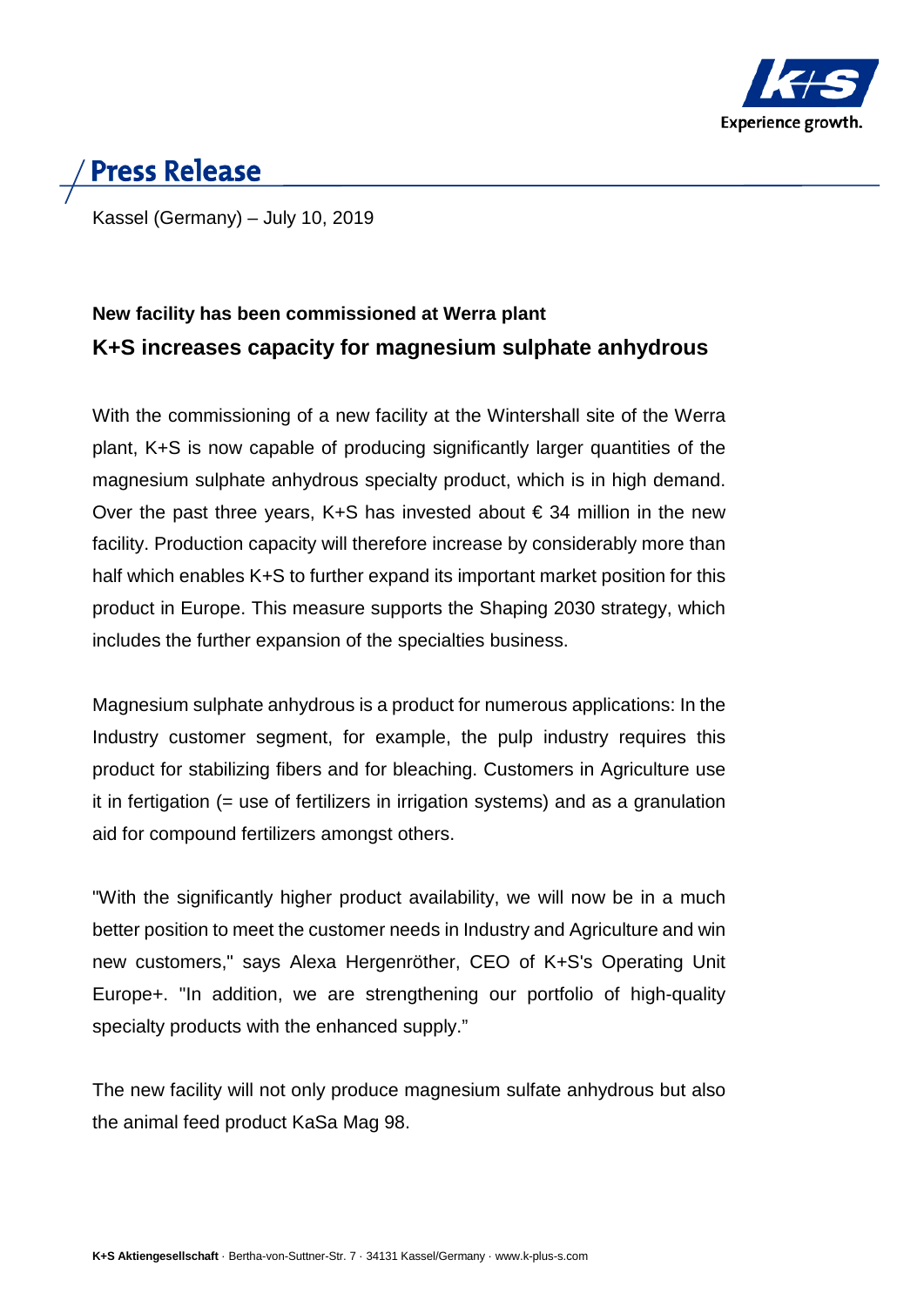# Press Release

Kassel (Germany) – July 10, 2019

**New facility has been commissioned at Werra plant**

## K+S increases capacity for magnesium sulphate anhydrous

With the commissioning of a new facility at the Wintershall site of the Werra plant, K+S is now capable of producing significantly larger quantities of the magnesium sulphate anhydrous specialty product, which is in high demand. Over the past three years, K+S has invested about € 34 million in the new facility. Production capacity will therefore increase by considerably more than half which enables K+S to further expand its important market position for this product in Europe. This measure supports the Shaping 2030 strategy, which includes the further expansion of the specialties business.

Magnesium sulphate anhydrous is a product for numerous applications: In the Industry customer segment, for example, the pulp industry requires this product for stabilizing fibers and for bleaching. Customers in Agriculture use it in fertigation (= use of fertilizers in irrigation systems) and as a granulation aid for compound fertilizers amongst others.

"With the significantly higher product availability, we will now be in a much better position to meet the customer needs in Industry and Agriculture and win new customers," says Alexa Hergenröther, CEO of K+S's Operating Unit Europe+. "In addition, we are strengthening our portfolio of high-quality specialty products with the enhanced supply."

The new facility will not only produce magnesium sulfate anhydrous but also the animal feed product KaSa Mag 98.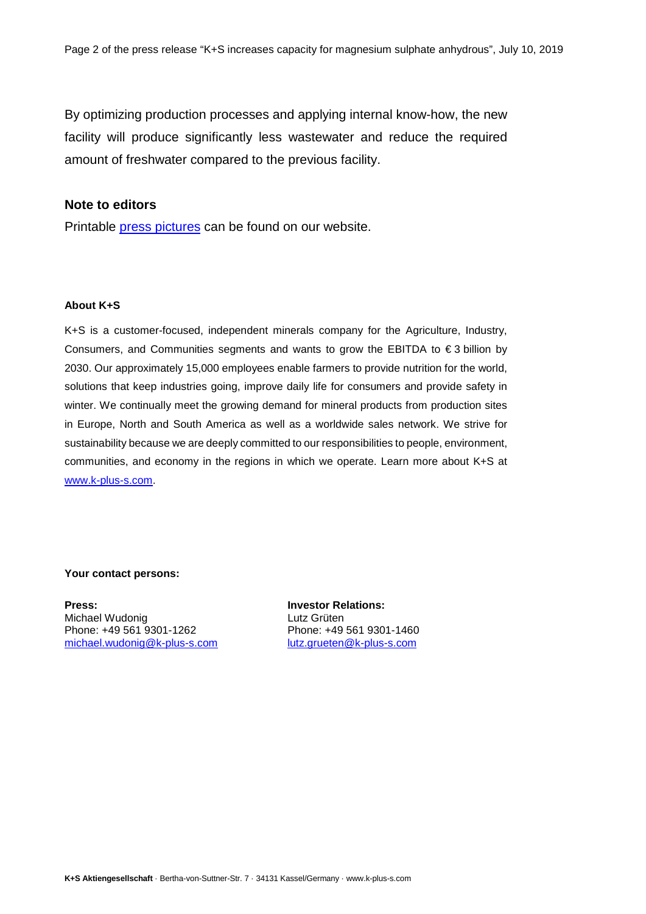By optimizing production processes and applying internal know-how, the new facility will produce significantly less wastewater and reduce the required amount of freshwater compared to the previous facility.

## Note to editors

Printable press pictures can be found on our website.

**About K+S**

K+S is a customer-focused, independent minerals company for the Agriculture, Industry, Consumers, and Communities segments and wants to grow the EBITDA to € 3 billion by 2030. Our approximately 15,000 employees enable farmers to provide nutrition for the world, solutions that keep industries going, improve daily life for consumers and provide safety in winter. We continually meet the growing demand for mineral products from production sites in Europe, North and South America as well as a worldwide sales network. We strive for sustainability because we are deeply committed to our responsibilities to people, environment, communities, and economy in the regions in which we operate. Learn more about K+S at www.k-plus-s.com.

**Your contact persons:**

**Press:**
Michael Wudonig
Phone: +49 561 9301-1262
michael.wudonig@k-plus-s.com

**Investor Relations:**
Lutz Grüten
Phone: +49 561 9301-1460
lutz.grueten@k-plus-s.com

**K+S Aktiengesellschaft** · Bertha-von-Suttner-Str. 7 · 34131 Kassel/Germany · www.k-plus-s.com